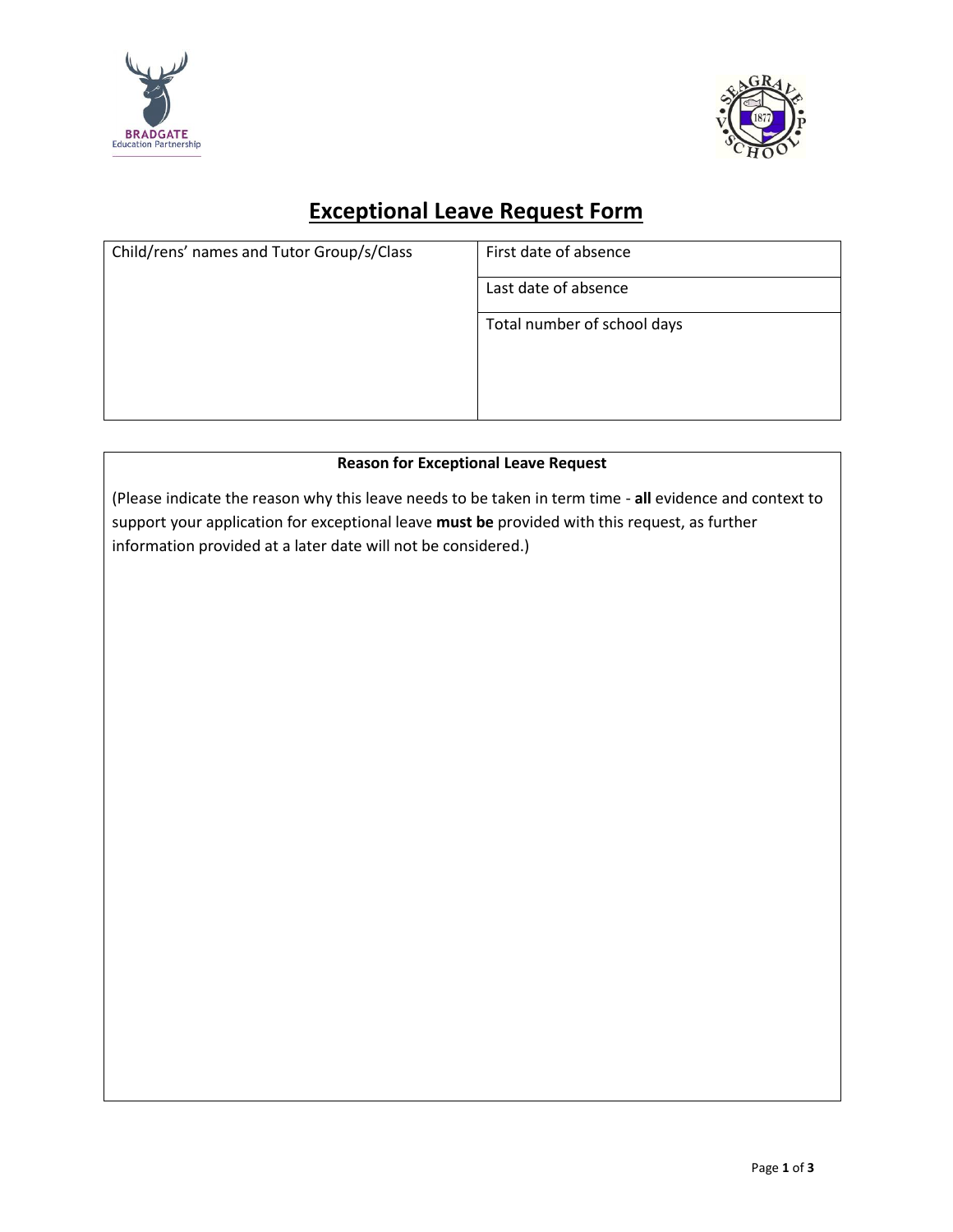# Exceptional Leave Request Form

| Child/rens' names and Tutor Group/s/Class | First date of absence |
|---|---|
| | Last date of absence |
| | Total number of school days |

| Reason for Exceptional Leave Request |
|---|
| (Please indicate the reason why this leave needs to be taken in term time - **all** evidence and context to support your application for exceptional leave **must be** provided with this request, as further information provided at a later date will not be considered.) |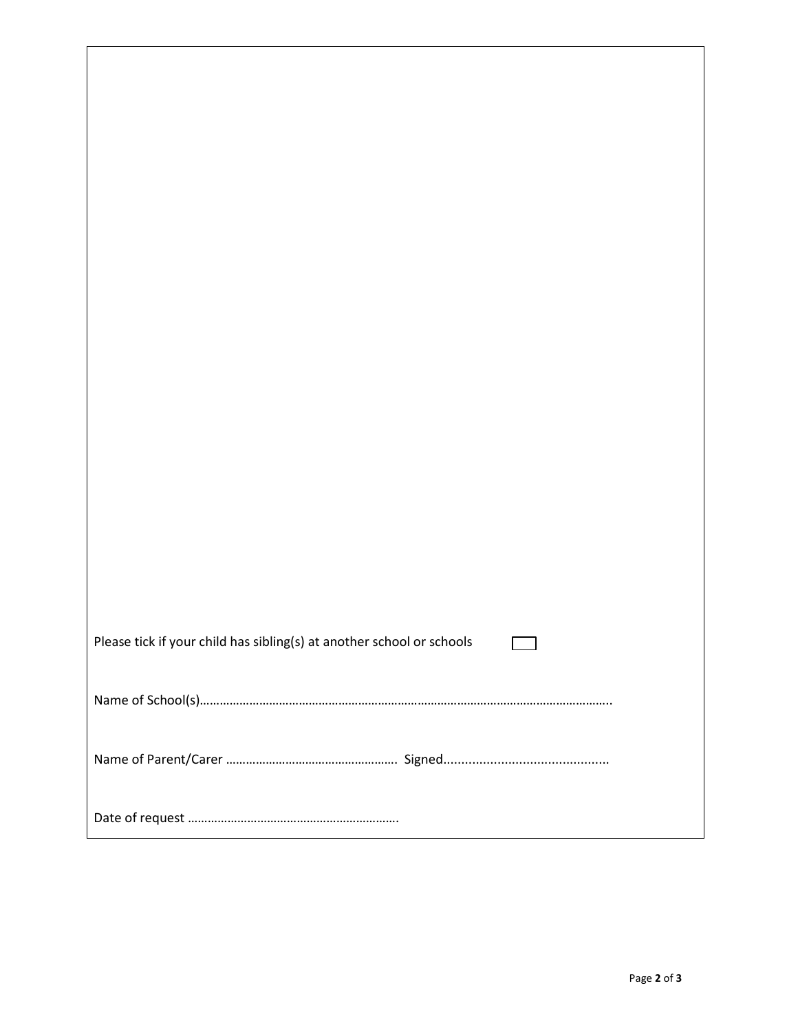Please tick if your child has sibling(s) at another school or schools ☐

Name of School(s)…………………………………………………………………………………………………………………..

Name of Parent/Carer ……………………………………………. Signed.............................................

Date of request ……………………………………………………….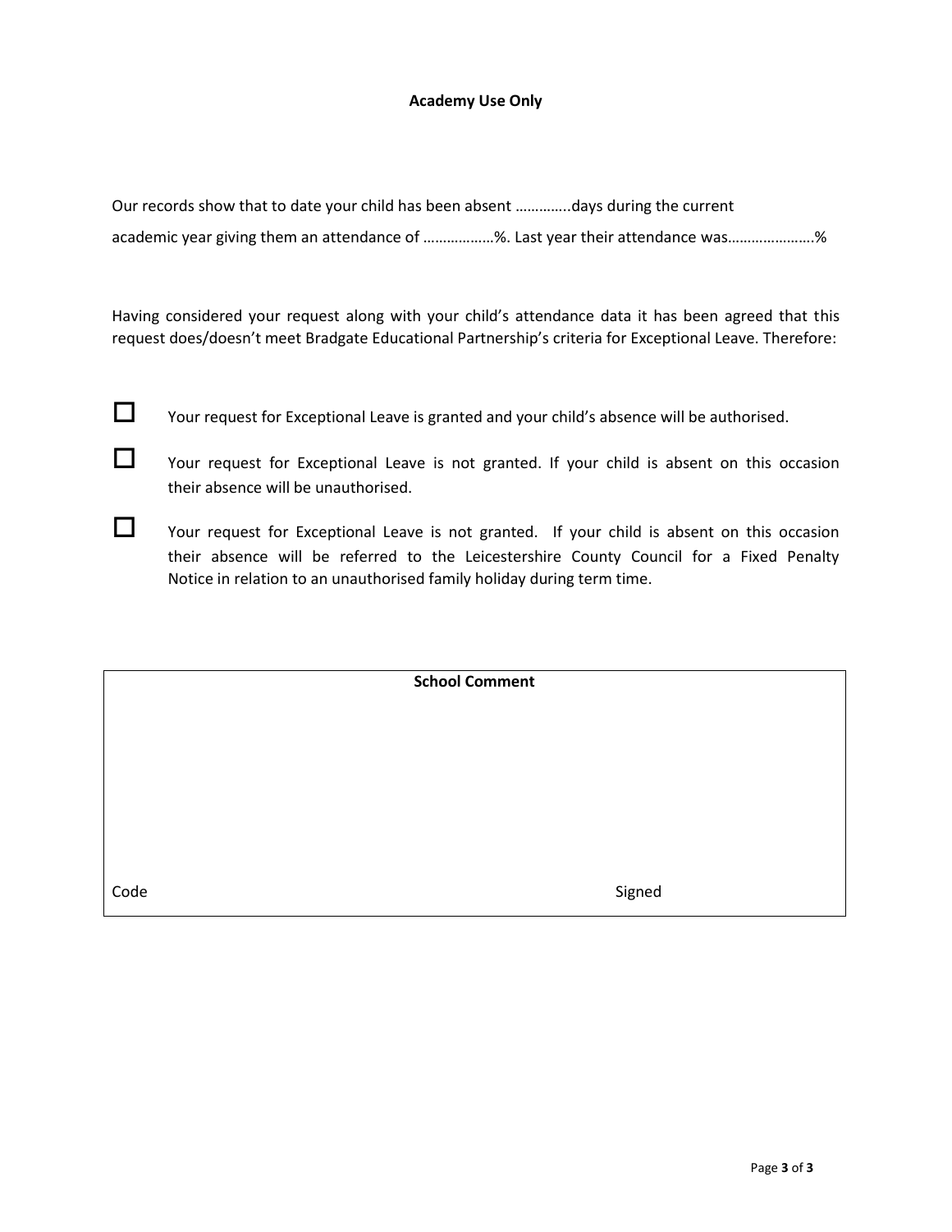**Academy Use Only**

Our records show that to date your child has been absent …………..days during the current academic year giving them an attendance of ………………%. Last year their attendance was………………….%

Having considered your request along with your child's attendance data it has been agreed that this request does/doesn't meet Bradgate Educational Partnership's criteria for Exceptional Leave. Therefore:

☐ Your request for Exceptional Leave is granted and your child's absence will be authorised.

☐ Your request for Exceptional Leave is not granted. If your child is absent on this occasion their absence will be unauthorised.

☐ Your request for Exceptional Leave is not granted. If your child is absent on this occasion their absence will be referred to the Leicestershire County Council for a Fixed Penalty Notice in relation to an unauthorised family holiday during term time.

| **School Comment** | |
| --- | --- |
| | |
| Code | Signed |